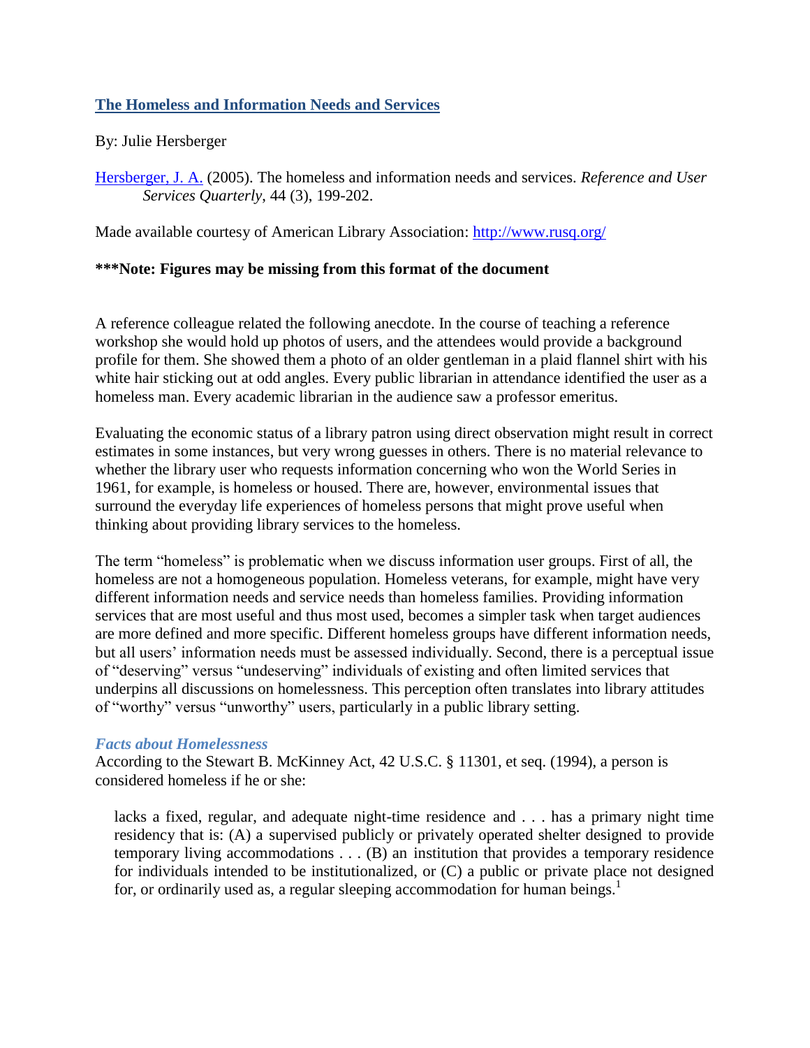# [The Homeless and Information Needs and Services]()

By: Julie Hersberger

[Hersberger, J. A.]() (2005). The homeless and information needs and services. *Reference and User Services Quarterly*, 44 (3), 199-202.

Made available courtesy of American Library Association: [http://www.rusq.org/](http://www.rusq.org/)

**\*\*\*Note: Figures may be missing from this format of the document**

A reference colleague related the following anecdote. In the course of teaching a reference workshop she would hold up photos of users, and the attendees would provide a background profile for them. She showed them a photo of an older gentleman in a plaid flannel shirt with his white hair sticking out at odd angles. Every public librarian in attendance identified the user as a homeless man. Every academic librarian in the audience saw a professor emeritus.

Evaluating the economic status of a library patron using direct observation might result in correct estimates in some instances, but very wrong guesses in others. There is no material relevance to whether the library user who requests information concerning who won the World Series in 1961, for example, is homeless or housed. There are, however, environmental issues that surround the everyday life experiences of homeless persons that might prove useful when thinking about providing library services to the homeless.

The term "homeless" is problematic when we discuss information user groups. First of all, the homeless are not a homogeneous population. Homeless veterans, for example, might have very different information needs and service needs than homeless families. Providing information services that are most useful and thus most used, becomes a simpler task when target audiences are more defined and more specific. Different homeless groups have different information needs, but all users' information needs must be assessed individually. Second, there is a perceptual issue of "deserving" versus "undeserving" individuals of existing and often limited services that underpins all discussions on homelessness. This perception often translates into library attitudes of "worthy" versus "unworthy" users, particularly in a public library setting.

### *Facts about Homelessness*

According to the Stewart B. McKinney Act, 42 U.S.C. § 11301, et seq. (1994), a person is considered homeless if he or she:

> lacks a fixed, regular, and adequate night-time residence and . . . has a primary night time residency that is: (A) a supervised publicly or privately operated shelter designed to provide temporary living accommodations . . . (B) an institution that provides a temporary residence for individuals intended to be institutionalized, or (C) a public or private place not designed for, or ordinarily used as, a regular sleeping accommodation for human beings.[1]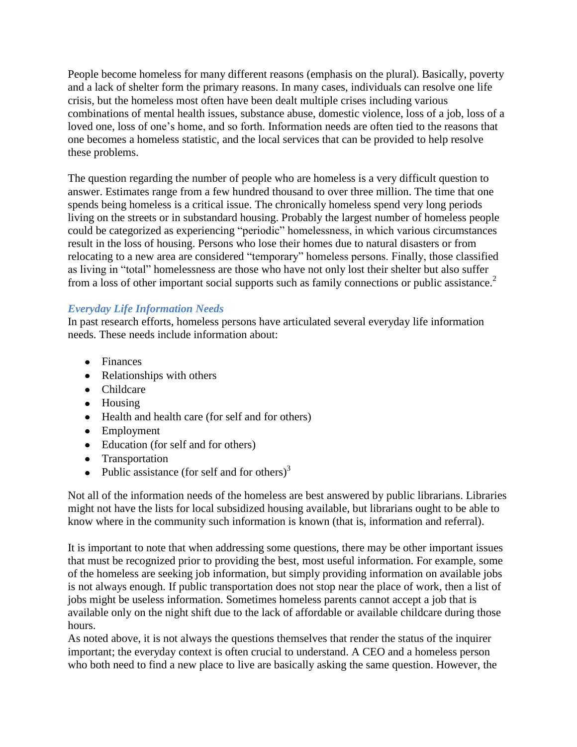People become homeless for many different reasons (emphasis on the plural). Basically, poverty and a lack of shelter form the primary reasons. In many cases, individuals can resolve one life crisis, but the homeless most often have been dealt multiple crises including various combinations of mental health issues, substance abuse, domestic violence, loss of a job, loss of a loved one, loss of one's home, and so forth. Information needs are often tied to the reasons that one becomes a homeless statistic, and the local services that can be provided to help resolve these problems.

The question regarding the number of people who are homeless is a very difficult question to answer. Estimates range from a few hundred thousand to over three million. The time that one spends being homeless is a critical issue. The chronically homeless spend very long periods living on the streets or in substandard housing. Probably the largest number of homeless people could be categorized as experiencing "periodic" homelessness, in which various circumstances result in the loss of housing. Persons who lose their homes due to natural disasters or from relocating to a new area are considered "temporary" homeless persons. Finally, those classified as living in "total" homelessness are those who have not only lost their shelter but also suffer from a loss of other important social supports such as family connections or public assistance.[2]

### *Everyday Life Information Needs*

In past research efforts, homeless persons have articulated several everyday life information needs. These needs include information about:

- Finances
- Relationships with others
- Childcare
- Housing
- Health and health care (for self and for others)
- Employment
- Education (for self and for others)
- Transportation
- Public assistance (for self and for others)[3]

Not all of the information needs of the homeless are best answered by public librarians. Libraries might not have the lists for local subsidized housing available, but librarians ought to be able to know where in the community such information is known (that is, information and referral).

It is important to note that when addressing some questions, there may be other important issues that must be recognized prior to providing the best, most useful information. For example, some of the homeless are seeking job information, but simply providing information on available jobs is not always enough. If public transportation does not stop near the place of work, then a list of jobs might be useless information. Sometimes homeless parents cannot accept a job that is available only on the night shift due to the lack of affordable or available childcare during those hours.

As noted above, it is not always the questions themselves that render the status of the inquirer important; the everyday context is often crucial to understand. A CEO and a homeless person who both need to find a new place to live are basically asking the same question. However, the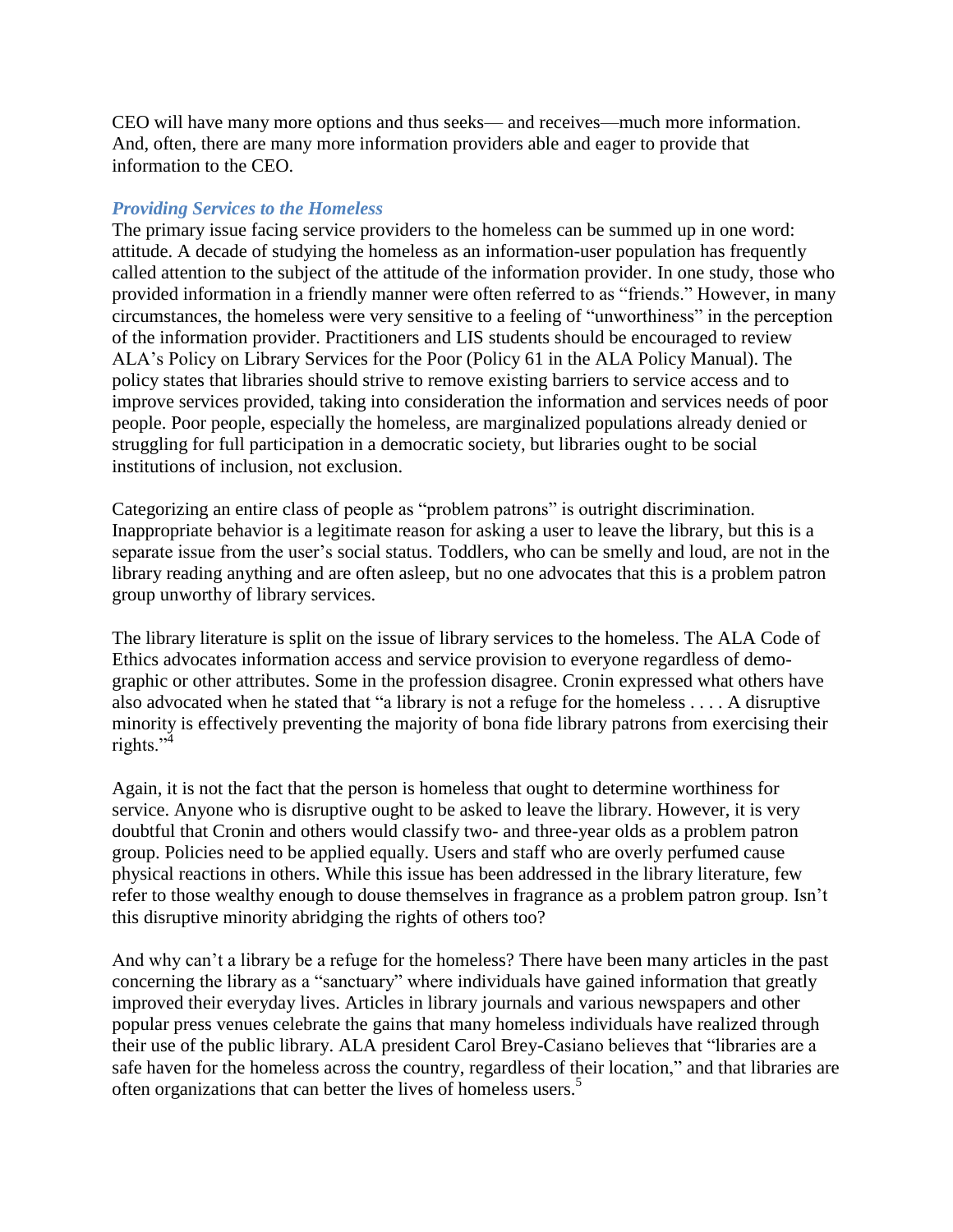CEO will have many more options and thus seeks— and receives—much more information. And, often, there are many more information providers able and eager to provide that information to the CEO.

### *Providing Services to the Homeless*

The primary issue facing service providers to the homeless can be summed up in one word: attitude. A decade of studying the homeless as an information-user population has frequently called attention to the subject of the attitude of the information provider. In one study, those who provided information in a friendly manner were often referred to as "friends." However, in many circumstances, the homeless were very sensitive to a feeling of "unworthiness" in the perception of the information provider. Practitioners and LIS students should be encouraged to review ALA's Policy on Library Services for the Poor (Policy 61 in the ALA Policy Manual). The policy states that libraries should strive to remove existing barriers to service access and to improve services provided, taking into consideration the information and services needs of poor people. Poor people, especially the homeless, are marginalized populations already denied or struggling for full participation in a democratic society, but libraries ought to be social institutions of inclusion, not exclusion.

Categorizing an entire class of people as "problem patrons" is outright discrimination. Inappropriate behavior is a legitimate reason for asking a user to leave the library, but this is a separate issue from the user's social status. Toddlers, who can be smelly and loud, are not in the library reading anything and are often asleep, but no one advocates that this is a problem patron group unworthy of library services.

The library literature is split on the issue of library services to the homeless. The ALA Code of Ethics advocates information access and service provision to everyone regardless of demographic or other attributes. Some in the profession disagree. Cronin expressed what others have also advocated when he stated that "a library is not a refuge for the homeless . . . . A disruptive minority is effectively preventing the majority of bona fide library patrons from exercising their rights."[4]

Again, it is not the fact that the person is homeless that ought to determine worthiness for service. Anyone who is disruptive ought to be asked to leave the library. However, it is very doubtful that Cronin and others would classify two- and three-year olds as a problem patron group. Policies need to be applied equally. Users and staff who are overly perfumed cause physical reactions in others. While this issue has been addressed in the library literature, few refer to those wealthy enough to douse themselves in fragrance as a problem patron group. Isn't this disruptive minority abridging the rights of others too?

And why can't a library be a refuge for the homeless? There have been many articles in the past concerning the library as a "sanctuary" where individuals have gained information that greatly improved their everyday lives. Articles in library journals and various newspapers and other popular press venues celebrate the gains that many homeless individuals have realized through their use of the public library. ALA president Carol Brey-Casiano believes that "libraries are a safe haven for the homeless across the country, regardless of their location," and that libraries are often organizations that can better the lives of homeless users.[5]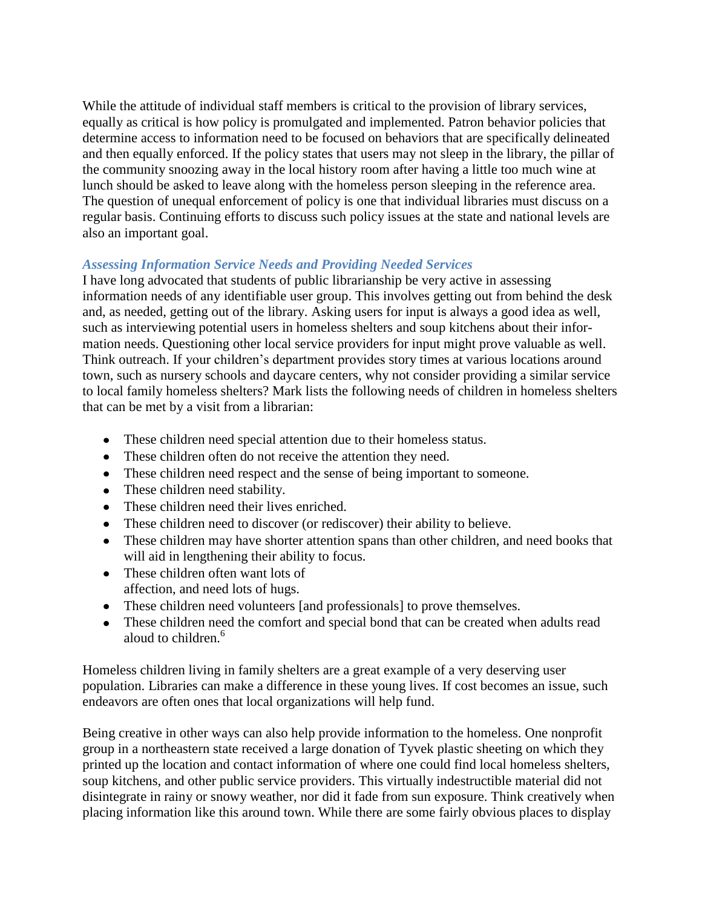While the attitude of individual staff members is critical to the provision of library services, equally as critical is how policy is promulgated and implemented. Patron behavior policies that determine access to information need to be focused on behaviors that are specifically delineated and then equally enforced. If the policy states that users may not sleep in the library, the pillar of the community snoozing away in the local history room after having a little too much wine at lunch should be asked to leave along with the homeless person sleeping in the reference area. The question of unequal enforcement of policy is one that individual libraries must discuss on a regular basis. Continuing efforts to discuss such policy issues at the state and national levels are also an important goal.

### *Assessing Information Service Needs and Providing Needed Services*

I have long advocated that students of public librarianship be very active in assessing information needs of any identifiable user group. This involves getting out from behind the desk and, as needed, getting out of the library. Asking users for input is always a good idea as well, such as interviewing potential users in homeless shelters and soup kitchens about their information needs. Questioning other local service providers for input might prove valuable as well. Think outreach. If your children's department provides story times at various locations around town, such as nursery schools and daycare centers, why not consider providing a similar service to local family homeless shelters? Mark lists the following needs of children in homeless shelters that can be met by a visit from a librarian:

- These children need special attention due to their homeless status.
- These children often do not receive the attention they need.
- These children need respect and the sense of being important to someone.
- These children need stability.
- These children need their lives enriched.
- These children need to discover (or rediscover) their ability to believe.
- These children may have shorter attention spans than other children, and need books that will aid in lengthening their ability to focus.
- These children often want lots of affection, and need lots of hugs.
- These children need volunteers [and professionals] to prove themselves.
- These children need the comfort and special bond that can be created when adults read aloud to children.[6]

Homeless children living in family shelters are a great example of a very deserving user population. Libraries can make a difference in these young lives. If cost becomes an issue, such endeavors are often ones that local organizations will help fund.

Being creative in other ways can also help provide information to the homeless. One nonprofit group in a northeastern state received a large donation of Tyvek plastic sheeting on which they printed up the location and contact information of where one could find local homeless shelters, soup kitchens, and other public service providers. This virtually indestructible material did not disintegrate in rainy or snowy weather, nor did it fade from sun exposure. Think creatively when placing information like this around town. While there are some fairly obvious places to display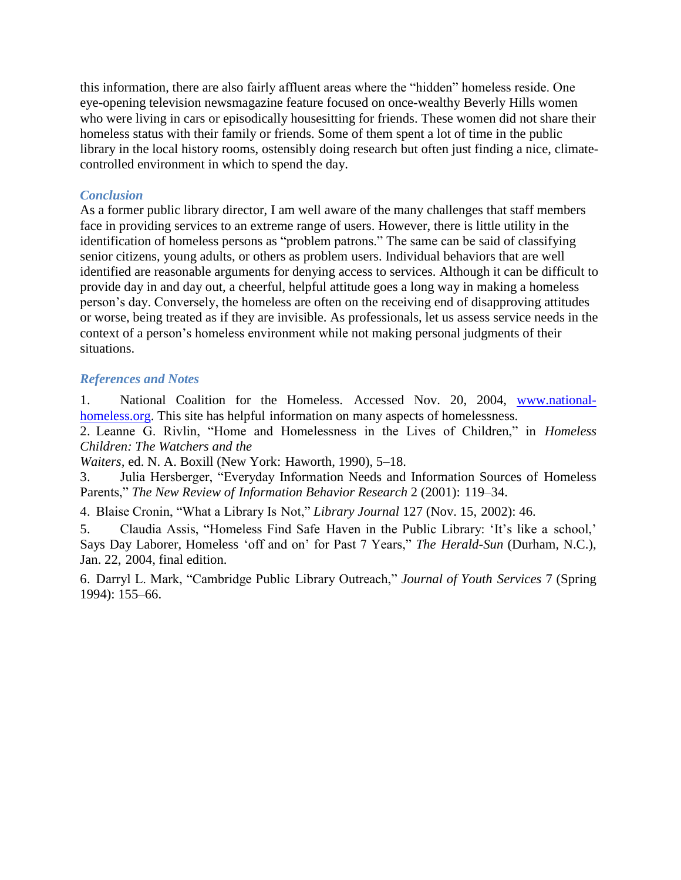this information, there are also fairly affluent areas where the "hidden" homeless reside. One eye-opening television newsmagazine feature focused on once-wealthy Beverly Hills women who were living in cars or episodically housesitting for friends. These women did not share their homeless status with their family or friends. Some of them spent a lot of time in the public library in the local history rooms, ostensibly doing research but often just finding a nice, climate-controlled environment in which to spend the day.

### *Conclusion*

As a former public library director, I am well aware of the many challenges that staff members face in providing services to an extreme range of users. However, there is little utility in the identification of homeless persons as "problem patrons." The same can be said of classifying senior citizens, young adults, or others as problem users. Individual behaviors that are well identified are reasonable arguments for denying access to services. Although it can be difficult to provide day in and day out, a cheerful, helpful attitude goes a long way in making a homeless person's day. Conversely, the homeless are often on the receiving end of disapproving attitudes or worse, being treated as if they are invisible. As professionals, let us assess service needs in the context of a person's homeless environment while not making personal judgments of their situations.

### *References and Notes*

1. National Coalition for the Homeless. Accessed Nov. 20, 2004, [www.national-homeless.org](www.national-homeless.org). This site has helpful information on many aspects of homelessness.
2. Leanne G. Rivlin, "Home and Homelessness in the Lives of Children," in *Homeless Children: The Watchers and the Waiters*, ed. N. A. Boxill (New York: Haworth, 1990), 5–18.
3. Julia Hersberger, "Everyday Information Needs and Information Sources of Homeless Parents," *The New Review of Information Behavior Research* 2 (2001): 119–34.
4. Blaise Cronin, "What a Library Is Not," *Library Journal* 127 (Nov. 15, 2002): 46.
5. Claudia Assis, "Homeless Find Safe Haven in the Public Library: 'It's like a school,' Says Day Laborer, Homeless 'off and on' for Past 7 Years," *The Herald-Sun* (Durham, N.C.), Jan. 22, 2004, final edition.
6. Darryl L. Mark, "Cambridge Public Library Outreach," *Journal of Youth Services* 7 (Spring 1994): 155–66.